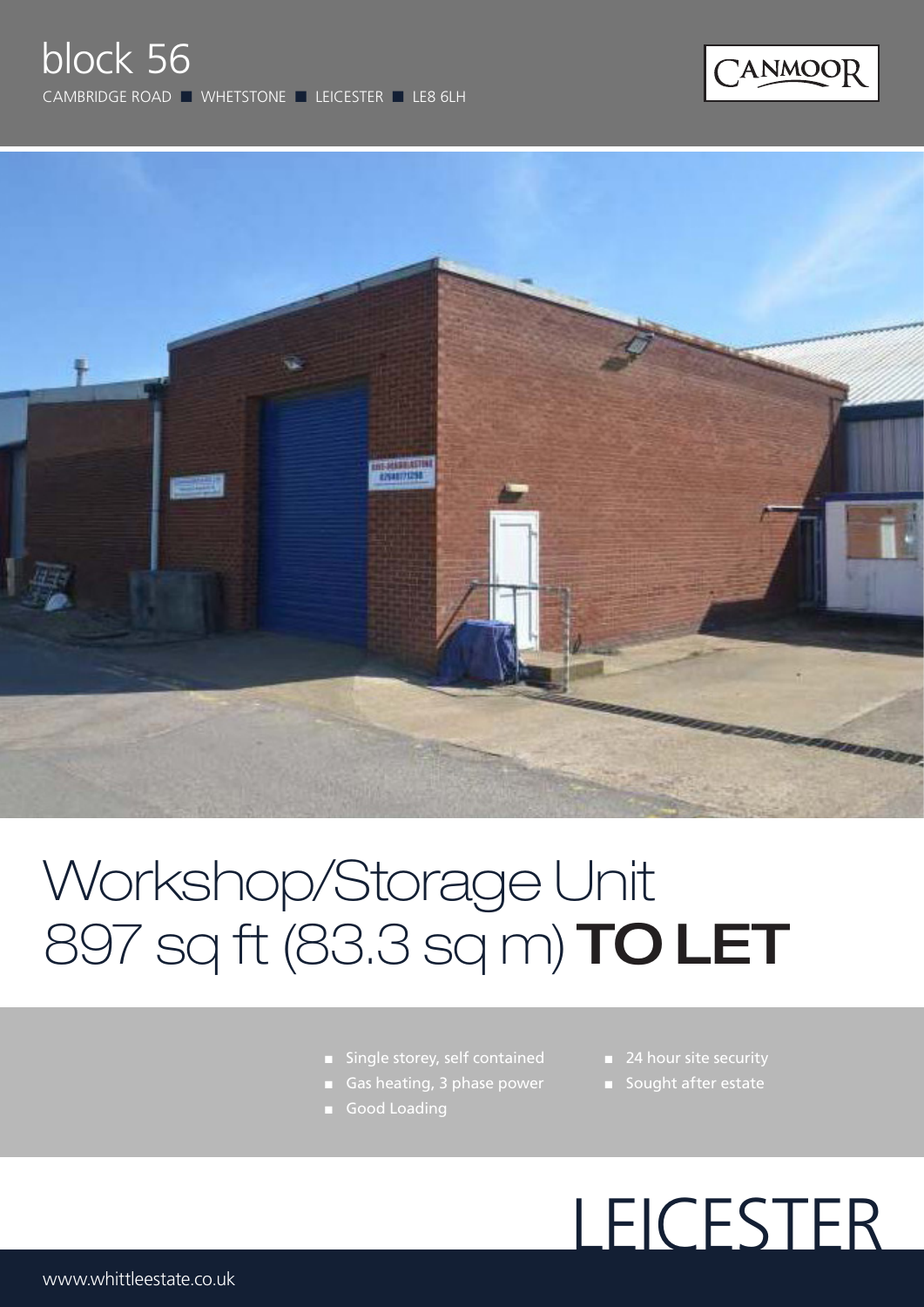# block 56

CAMBRIDGE ROAD ■ WHETSTONE ■ LEICESTER ■ LE8 6LH

CANMOOR

# Workshop/Storage Unit
# 897 sq ft (83.3 sq m) **TO LET**

- Single storey, self contained
- Gas heating, 3 phase power
- Good Loading
- 24 hour site security
- Sought after estate

LEICESTER

www.whittleestate.co.uk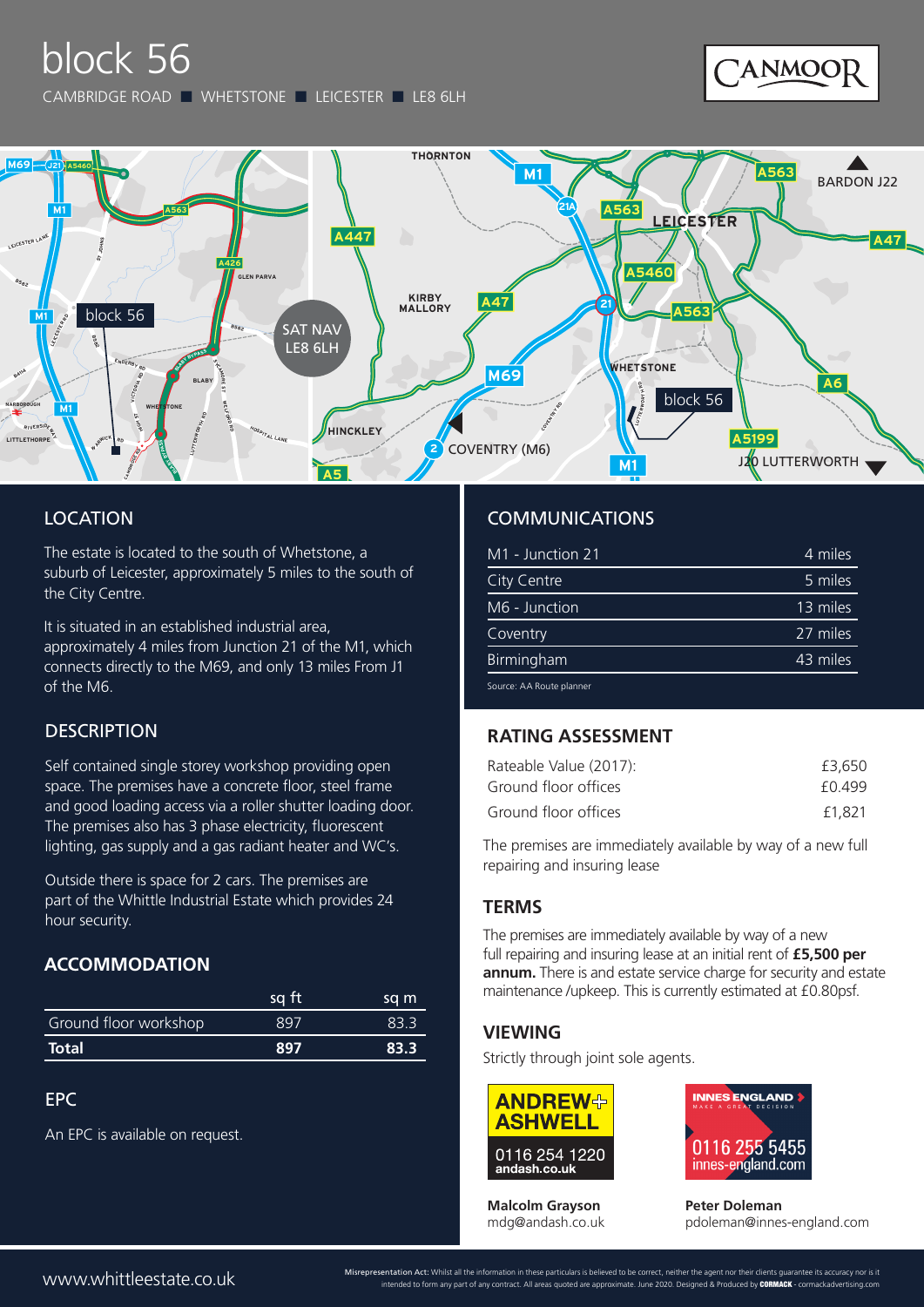# block 56

CAMBRIDGE ROAD ■ WHETSTONE ■ LEICESTER ■ LE8 6LH

CANMOOR

## LOCATION

The estate is located to the south of Whetstone, a suburb of Leicester, approximately 5 miles to the south of the City Centre.

It is situated in an established industrial area, approximately 4 miles from Junction 21 of the M1, which connects directly to the M69, and only 13 miles From J1 of the M6.

## DESCRIPTION

Self contained single storey workshop providing open space. The premises have a concrete floor, steel frame and good loading access via a roller shutter loading door. The premises also has 3 phase electricity, fluorescent lighting, gas supply and a gas radiant heater and WC's.

Outside there is space for 2 cars. The premises are part of the Whittle Industrial Estate which provides 24 hour security.

## ACCOMMODATION

| | sq ft | sq m |
|---|---|---|
| Ground floor workshop | 897 | 83.3 |
| **Total** | **897** | **83.3** |

## EPC

An EPC is available on request.

## COMMUNICATIONS

| | |
|---|---|
| M1 - Junction 21 | 4 miles |
| City Centre | 5 miles |
| M6 - Junction | 13 miles |
| Coventry | 27 miles |
| Birmingham | 43 miles |

Source: AA Route planner

## RATING ASSESSMENT

| | |
|---|---|
| Rateable Value (2017): | £3,650 |
| Ground floor offices | £0.499 |
| Ground floor offices | £1,821 |

The premises are immediately available by way of a new full repairing and insuring lease

## TERMS

The premises are immediately available by way of a new full repairing and insuring lease at an initial rent of **£5,500 per annum.** There is and estate service charge for security and estate maintenance /upkeep. This is currently estimated at £0.80psf.

## VIEWING

Strictly through joint sole agents.

ANDREW ASHWELL
0116 254 1220
andash.co.uk

INNES ENGLAND
MAKE A GREAT DECISION
0116 255 5455
innes-england.com

**Malcolm Grayson**
mdg@andash.co.uk

**Peter Doleman**
pdoleman@innes-england.com

www.whittleestate.co.uk

Misrepresentation Act: Whilst all the information in these particulars is believed to be correct, neither the agent nor their clients guarantee its accuracy nor is it intended to form any part of any contract. All areas quoted are approximate. June 2020. Designed & Produced by CORMACK - cormackadvertising.com